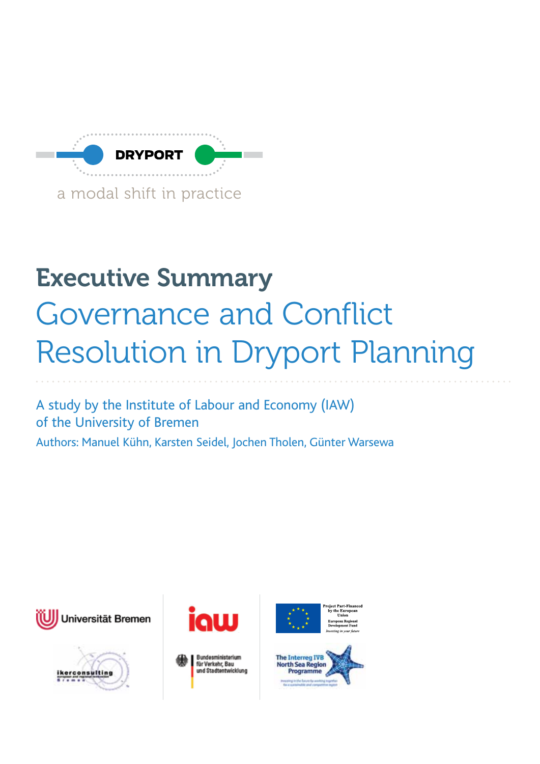DRYPORT

a modal shift in practice

# Executive Summary

# Governance and Conflict Resolution in Dryport Planning

A study by the Institute of Labour and Economy (IAW)
of the University of Bremen

Authors: Manuel Kühn, Karsten Seidel, Jochen Tholen, Günter Warsewa

Universität Bremen

iaw

Project Part-Financed by the European Union
European Regional Development Fund
*Investing in your future*

ikerconsulting

Bundesministerium für Verkehr, Bau und Stadtentwicklung

The Interreg IVB North Sea Region Programme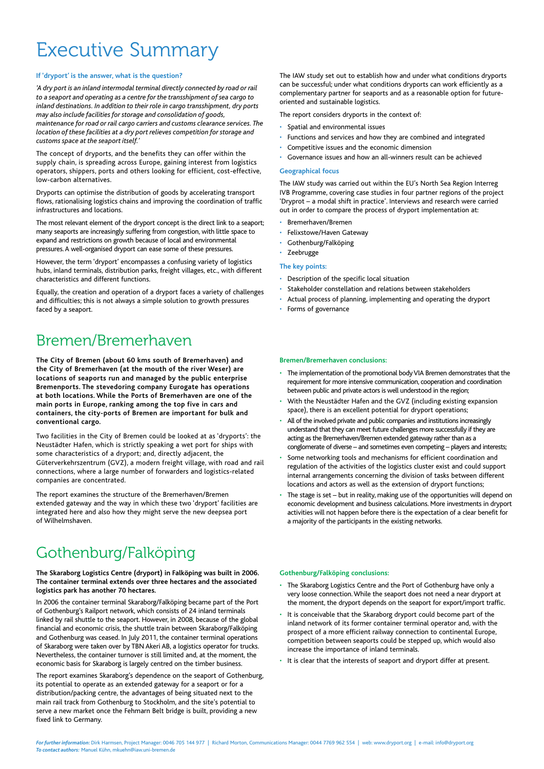# Executive Summary

### If 'dryport' is the answer, what is the question?

*'A dry port is an inland intermodal terminal directly connected by road or rail to a seaport and operating as a centre for the transshipment of sea cargo to inland destinations. In addition to their role in cargo transshipment, dry ports may also include facilities for storage and consolidation of goods, maintenance for road or rail cargo carriers and customs clearance services. The location of these facilities at a dry port relieves competition for storage and customs space at the seaport itself.'*

The concept of dryports, and the benefits they can offer within the supply chain, is spreading across Europe, gaining interest from logistics operators, shippers, ports and others looking for efficient, cost-effective, low-carbon alternatives.

Dryports can optimise the distribution of goods by accelerating transport flows, rationalising logistics chains and improving the coordination of traffic infrastructures and locations.

The most relevant element of the dryport concept is the direct link to a seaport; many seaports are increasingly suffering from congestion, with little space to expand and restrictions on growth because of local and environmental pressures. A well-organised dryport can ease some of these pressures.

However, the term 'dryport' encompasses a confusing variety of logistics hubs, inland terminals, distribution parks, freight villages, etc., with different characteristics and different functions.

Equally, the creation and operation of a dryport faces a variety of challenges and difficulties; this is not always a simple solution to growth pressures faced by a seaport.

The IAW study set out to establish how and under what conditions dryports can be successful; under what conditions dryports can work efficiently as a complementary partner for seaports and as a reasonable option for future-oriented and sustainable logistics.

The report considers dryports in the context of:

- Spatial and environmental issues
- Functions and services and how they are combined and integrated
- Competitive issues and the economic dimension
- Governance issues and how an all-winners result can be achieved

### Geographical focus

The IAW study was carried out within the EU's North Sea Region Interreg IVB Programme, covering case studies in four partner regions of the project 'Dryprot – a modal shift in practice'. Interviews and research were carried out in order to compare the process of dryport implementation at:

- Bremerhaven/Bremen
- Felixstowe/Haven Gateway
- Gothenburg/Falköping
- Zeebrugge

### The key points:

- Description of the specific local situation
- Stakeholder constellation and relations between stakeholders
- Actual process of planning, implementing and operating the dryport
- Forms of governance

## Bremen/Bremerhaven

**The City of Bremen (about 60 kms south of Bremerhaven) and the City of Bremerhaven (at the mouth of the river Weser) are locations of seaports run and managed by the public enterprise Bremenports. The stevedoring company Eurogate has operations at both locations. While the Ports of Bremerhaven are one of the main ports in Europe, ranking among the top five in cars and containers, the city-ports of Bremen are important for bulk and conventional cargo.**

Two facilities in the City of Bremen could be looked at as 'dryports': the Neustädter Hafen, which is strictly speaking a wet port for ships with some characteristics of a dryport; and, directly adjacent, the Güterverkehrszentrum (GVZ), a modern freight village, with road and rail connections, where a large number of forwarders and logistics-related companies are concentrated.

The report examines the structure of the Bremerhaven/Bremen extended gateway and the way in which these two 'dryport' facilities are integrated here and also how they might serve the new deepsea port of Wilhelmshaven.

### Bremen/Bremerhaven conclusions:

- The implementation of the promotional body VIA Bremen demonstrates that the requirement for more intensive communication, cooperation and coordination between public and private actors is well understood in the region;
- With the Neustädter Hafen and the GVZ (including existing expansion space), there is an excellent potential for dryport operations;
- All of the involved private and public companies and institutions increasingly understand that they can meet future challenges more successfully if they are acting as the Bremerhaven/Bremen extended gateway rather than as a conglomerate of diverse – and sometimes even competing – players and interests;
- Some networking tools and mechanisms for efficient coordination and regulation of the activities of the logistics cluster exist and could support internal arrangements concerning the division of tasks between different locations and actors as well as the extension of dryport functions;
- The stage is set – but in reality, making use of the opportunities will depend on economic development and business calculations. More investments in dryport activities will not happen before there is the expectation of a clear benefit for a majority of the participants in the existing networks.

## Gothenburg/Falköping

**The Skaraborg Logistics Centre (dryport) in Falköping was built in 2006. The container terminal extends over three hectares and the associated logistics park has another 70 hectares.**

In 2006 the container terminal Skaraborg/Falköping became part of the Port of Gothenburg's Railport network, which consists of 24 inland terminals linked by rail shuttle to the seaport. However, in 2008, because of the global financial and economic crisis, the shuttle train between Skaraborg/Falköping and Gothenburg was ceased. In July 2011, the container terminal operations of Skaraborg were taken over by TBN Akeri AB, a logistics operator for trucks. Nevertheless, the container turnover is still limited and, at the moment, the economic basis for Skaraborg is largely centred on the timber business.

The report examines Skaraborg's dependence on the seaport of Gothenburg, its potential to operate as an extended gateway for a seaport or for a distribution/packing centre, the advantages of being situated next to the main rail track from Gothenburg to Stockholm, and the site's potential to serve a new market once the Fehmarn Belt bridge is built, providing a new fixed link to Germany.

### Gothenburg/Falköping conclusions:

- The Skaraborg Logistics Centre and the Port of Gothenburg have only a very loose connection. While the seaport does not need a near dryport at the moment, the dryport depends on the seaport for export/import traffic.
- It is conceivable that the Skaraborg dryport could become part of the inland network of its former container terminal operator and, with the prospect of a more efficient railway connection to continental Europe, competition between seaports could be stepped up, which would also increase the importance of inland terminals.
- It is clear that the interests of seaport and dryport differ at present.

*For further information:* Dirk Harmsen, Project Manager: 0046 705 144 977 | Richard Morton, Communications Manager: 0044 7769 962 554 | web: www.dryport.org | e-mail: info@dryport.org
*To contact authors:* Manuel Kühn, mkuehn@iaw.uni-bremen.de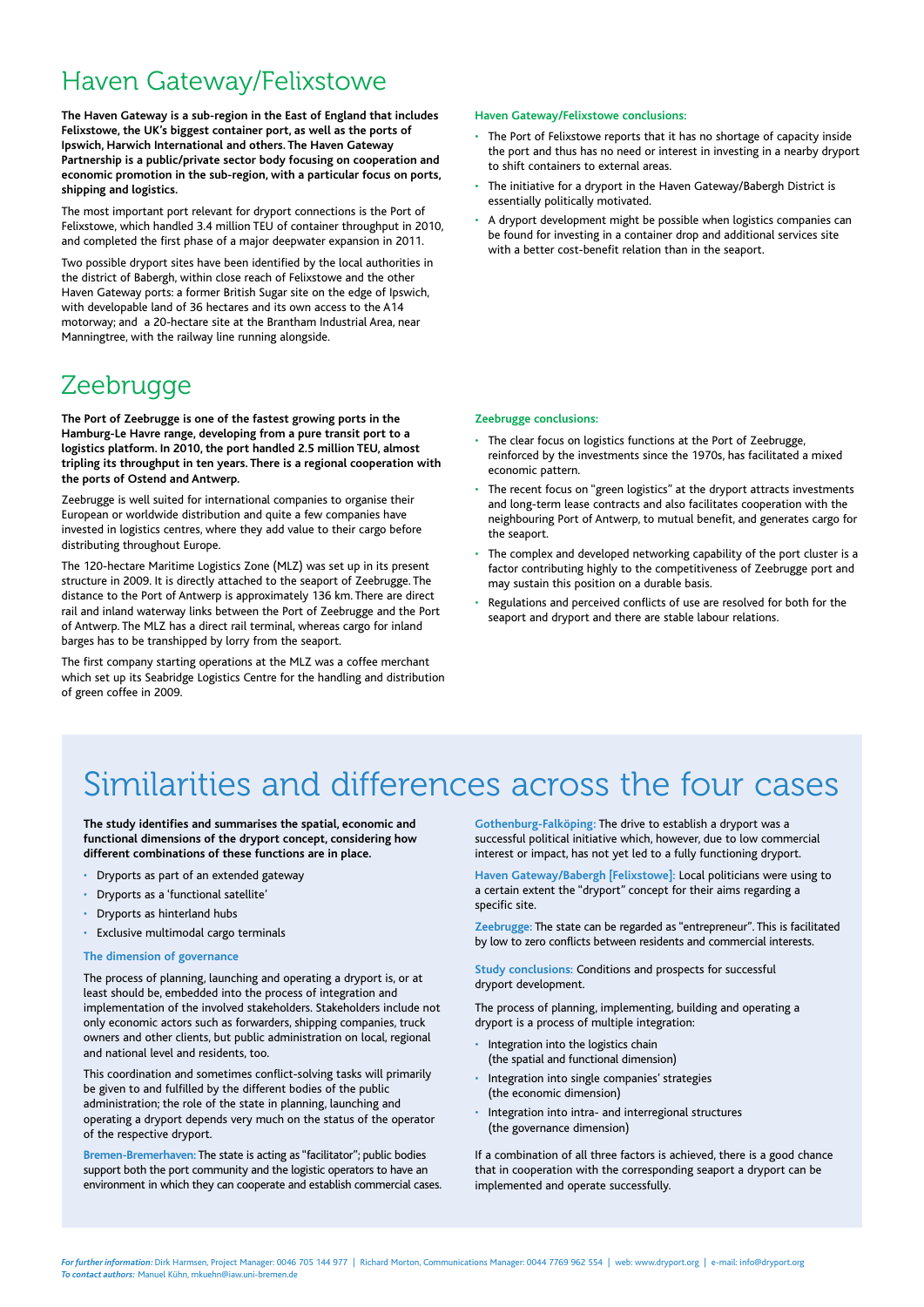## Haven Gateway/Felixstowe

**The Haven Gateway is a sub-region in the East of England that includes Felixstowe, the UK's biggest container port, as well as the ports of Ipswich, Harwich International and others. The Haven Gateway Partnership is a public/private sector body focusing on cooperation and economic promotion in the sub-region, with a particular focus on ports, shipping and logistics.**

The most important port relevant for dryport connections is the Port of Felixstowe, which handled 3.4 million TEU of container throughput in 2010, and completed the first phase of a major deepwater expansion in 2011.

Two possible dryport sites have been identified by the local authorities in the district of Babergh, within close reach of Felixstowe and the other Haven Gateway ports: a former British Sugar site on the edge of Ipswich, with developable land of 36 hectares and its own access to the A14 motorway; and a 20-hectare site at the Brantham Industrial Area, near Manningtree, with the railway line running alongside.

#### Haven Gateway/Felixstowe conclusions:

- The Port of Felixstowe reports that it has no shortage of capacity inside the port and thus has no need or interest in investing in a nearby dryport to shift containers to external areas.
- The initiative for a dryport in the Haven Gateway/Babergh District is essentially politically motivated.
- A dryport development might be possible when logistics companies can be found for investing in a container drop and additional services site with a better cost-benefit relation than in the seaport.

## Zeebrugge

**The Port of Zeebrugge is one of the fastest growing ports in the Hamburg-Le Havre range, developing from a pure transit port to a logistics platform. In 2010, the port handled 2.5 million TEU, almost tripling its throughput in ten years. There is a regional cooperation with the ports of Ostend and Antwerp.**

Zeebrugge is well suited for international companies to organise their European or worldwide distribution and quite a few companies have invested in logistics centres, where they add value to their cargo before distributing throughout Europe.

The 120-hectare Maritime Logistics Zone (MLZ) was set up in its present structure in 2009. It is directly attached to the seaport of Zeebrugge. The distance to the Port of Antwerp is approximately 136 km. There are direct rail and inland waterway links between the Port of Zeebrugge and the Port of Antwerp. The MLZ has a direct rail terminal, whereas cargo for inland barges has to be transhipped by lorry from the seaport.

The first company starting operations at the MLZ was a coffee merchant which set up its Seabridge Logistics Centre for the handling and distribution of green coffee in 2009.

#### Zeebrugge conclusions:

- The clear focus on logistics functions at the Port of Zeebrugge, reinforced by the investments since the 1970s, has facilitated a mixed economic pattern.
- The recent focus on "green logistics" at the dryport attracts investments and long-term lease contracts and also facilitates cooperation with the neighbouring Port of Antwerp, to mutual benefit, and generates cargo for the seaport.
- The complex and developed networking capability of the port cluster is a factor contributing highly to the competitiveness of Zeebrugge port and may sustain this position on a durable basis.
- Regulations and perceived conflicts of use are resolved for both for the seaport and dryport and there are stable labour relations.

# Similarities and differences across the four cases

**The study identifies and summarises the spatial, economic and functional dimensions of the dryport concept, considering how different combinations of these functions are in place.**

- Dryports as part of an extended gateway
- Dryports as a 'functional satellite'
- Dryports as hinterland hubs
- Exclusive multimodal cargo terminals

#### The dimension of governance

The process of planning, launching and operating a dryport is, or at least should be, embedded into the process of integration and implementation of the involved stakeholders. Stakeholders include not only economic actors such as forwarders, shipping companies, truck owners and other clients, but public administration on local, regional and national level and residents, too.

This coordination and sometimes conflict-solving tasks will primarily be given to and fulfilled by the different bodies of the public administration; the role of the state in planning, launching and operating a dryport depends very much on the status of the operator of the respective dryport.

**Bremen-Bremerhaven:** The state is acting as "facilitator"; public bodies support both the port community and the logistic operators to have an environment in which they can cooperate and establish commercial cases.

**Gothenburg-Falköping:** The drive to establish a dryport was a successful political initiative which, however, due to low commercial interest or impact, has not yet led to a fully functioning dryport.

**Haven Gateway/Babergh [Felixstowe]:** Local politicians were using to a certain extent the "dryport" concept for their aims regarding a specific site.

**Zeebrugge:** The state can be regarded as "entrepreneur". This is facilitated by low to zero conflicts between residents and commercial interests.

**Study conclusions:** Conditions and prospects for successful dryport development.

The process of planning, implementing, building and operating a dryport is a process of multiple integration:

- Integration into the logistics chain (the spatial and functional dimension)
- Integration into single companies' strategies (the economic dimension)
- Integration into intra- and interregional structures (the governance dimension)

If a combination of all three factors is achieved, there is a good chance that in cooperation with the corresponding seaport a dryport can be implemented and operate successfully.

*For further information:* Dirk Harmsen, Project Manager: 0046 705 144 977 | Richard Morton, Communications Manager: 0044 7769 962 554 | web: www.dryport.org | e-mail: info@dryport.org
*To contact authors:* Manuel Kühn, mkuehn@iaw.uni-bremen.de